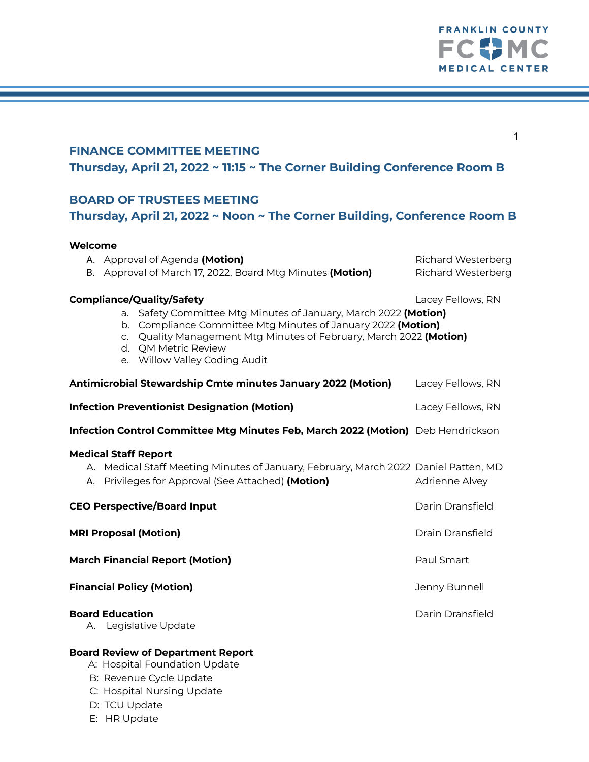FRANKLIN COUNTY

FCMC

MEDICAL CENTER

## FINANCE COMMITTEE MEETING

## Thursday, April 21, 2022 ~ 11:15 ~ The Corner Building Conference Room B

## BOARD OF TRUSTEES MEETING

## Thursday, April 21, 2022 ~ Noon ~ The Corner Building, Conference Room B

**Welcome**

A. Approval of Agenda **(Motion)** — Richard Westerberg
B. Approval of March 17, 2022, Board Mtg Minutes **(Motion)** — Richard Westerberg

**Compliance/Quality/Safety** — Lacey Fellows, RN

a. Safety Committee Mtg Minutes of January, March 2022 **(Motion)**
b. Compliance Committee Mtg Minutes of January 2022 **(Motion)**
c. Quality Management Mtg Minutes of February, March 2022 **(Motion)**
d. QM Metric Review
e. Willow Valley Coding Audit

**Antimicrobial Stewardship Cmte minutes January 2022 (Motion)** — Lacey Fellows, RN

**Infection Preventionist Designation (Motion)** — Lacey Fellows, RN

**Infection Control Committee Mtg Minutes Feb, March 2022 (Motion)** — Deb Hendrickson

**Medical Staff Report**

A. Medical Staff Meeting Minutes of January, February, March 2022 — Daniel Patten, MD
A. Privileges for Approval (See Attached) **(Motion)** — Adrienne Alvey

**CEO Perspective/Board Input** — Darin Dransfield

**MRI Proposal (Motion)** — Drain Dransfield

**March Financial Report (Motion)** — Paul Smart

**Financial Policy (Motion)** — Jenny Bunnell

**Board Education** — Darin Dransfield

A. Legislative Update

**Board Review of Department Report**

A: Hospital Foundation Update
B: Revenue Cycle Update
C: Hospital Nursing Update
D: TCU Update
E: HR Update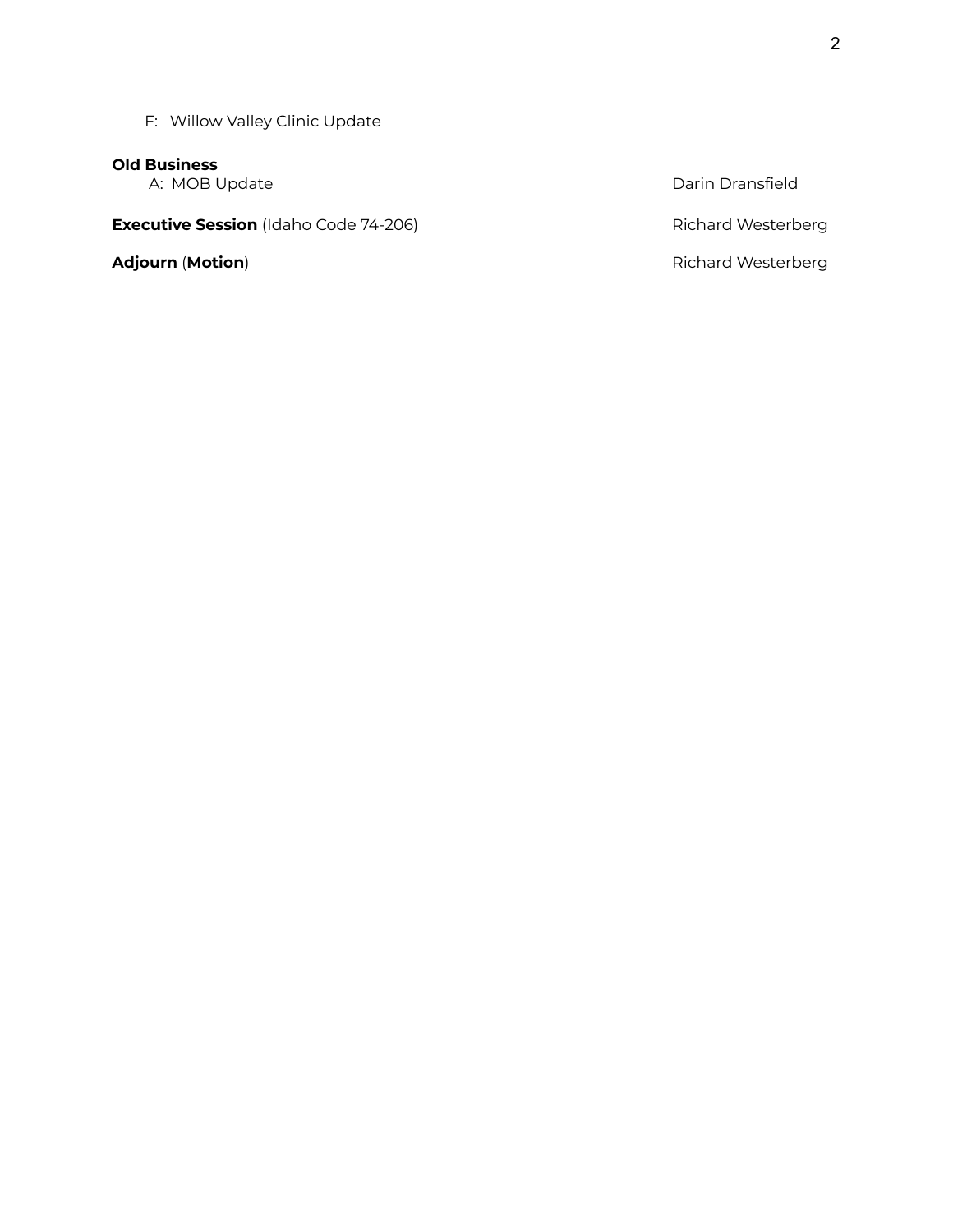F: Willow Valley Clinic Update

**Old Business**

A: MOB Update — Darin Dransfield

**Executive Session** (Idaho Code 74-206) — Richard Westerberg

**Adjourn** (**Motion**) — Richard Westerberg